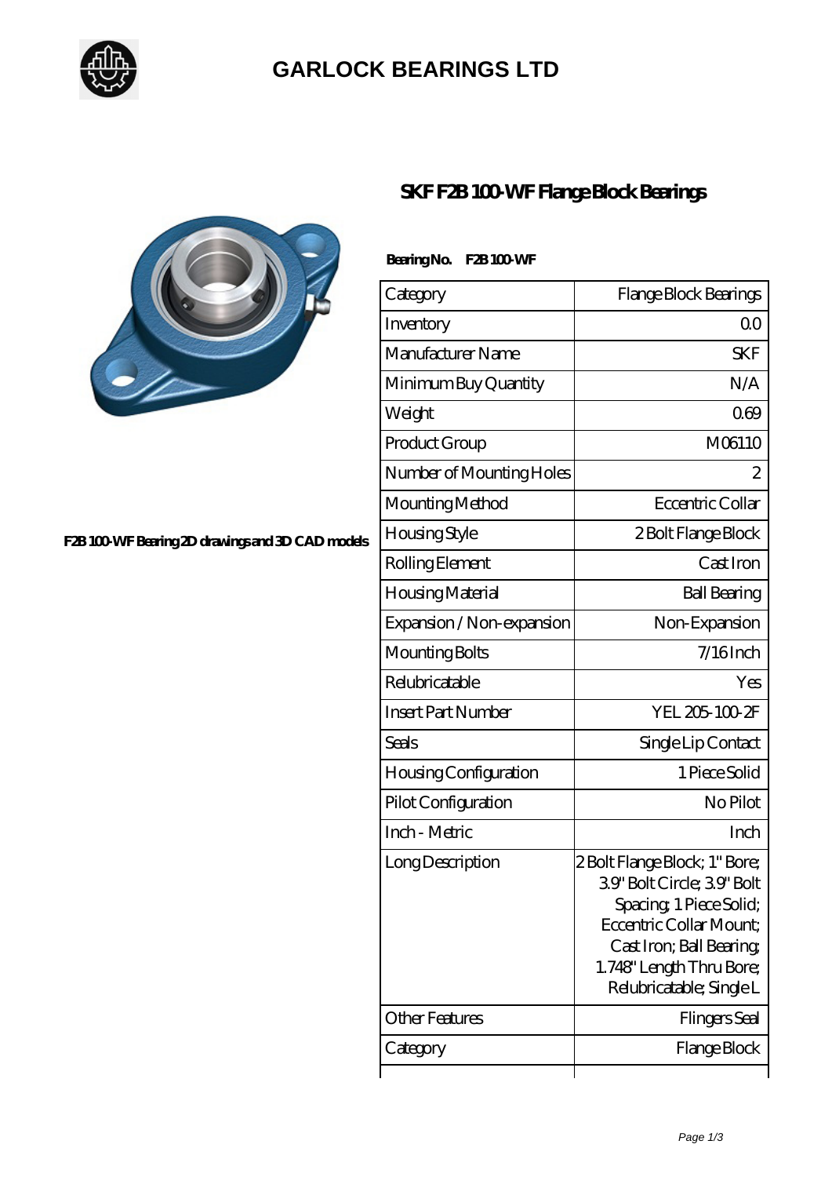# GARLOCK BEARINGS LTD

## SKF F2B 100-WF Flange Block Bearings

F2B 100-WF Bearing 2D drawings and 3D CAD models

**Bearing No. F2B 100-WF**

| Category | Flange Block Bearings |
|---|---|
| Inventory | 0.0 |
| Manufacturer Name | SKF |
| Minimum Buy Quantity | N/A |
| Weight | 0.69 |
| Product Group | M06110 |
| Number of Mounting Holes | 2 |
| Mounting Method | Eccentric Collar |
| Housing Style | 2 Bolt Flange Block |
| Rolling Element | Cast Iron |
| Housing Material | Ball Bearing |
| Expansion / Non-expansion | Non-Expansion |
| Mounting Bolts | 7/16 Inch |
| Relubricatable | Yes |
| Insert Part Number | YEL 205-100-2F |
| Seals | Single Lip Contact |
| Housing Configuration | 1 Piece Solid |
| Pilot Configuration | No Pilot |
| Inch - Metric | Inch |
| Long Description | 2 Bolt Flange Block; 1" Bore; 3.9" Bolt Circle; 3.9" Bolt Spacing; 1 Piece Solid; Eccentric Collar Mount; Cast Iron; Ball Bearing; 1.748" Length Thru Bore; Relubricatable; Single L |
| Other Features | Flingers Seal |
| Category | Flange Block |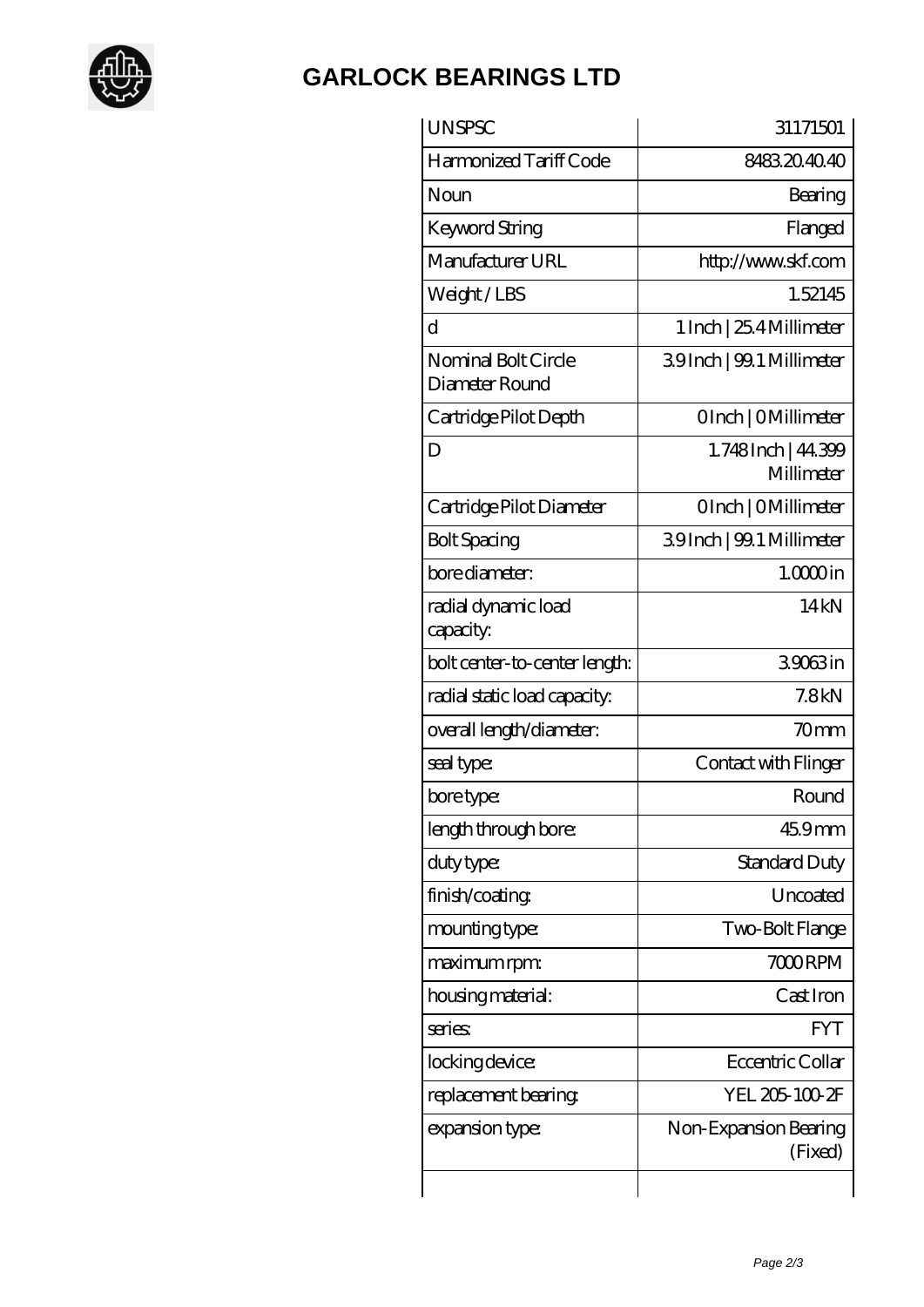# GARLOCK BEARINGS LTD

| | |
|---|---|
| UNSPSC | 31171501 |
| Harmonized Tariff Code | 8483.20.40.40 |
| Noun | Bearing |
| Keyword String | Flanged |
| Manufacturer URL | http://www.skf.com |
| Weight / LBS | 1.52145 |
| d | 1 Inch \| 25.4 Millimeter |
| Nominal Bolt Circle Diameter Round | 3.9 Inch \| 99.1 Millimeter |
| Cartridge Pilot Depth | 0 Inch \| 0 Millimeter |
| D | 1.748 Inch \| 44.399 Millimeter |
| Cartridge Pilot Diameter | 0 Inch \| 0 Millimeter |
| Bolt Spacing | 3.9 Inch \| 99.1 Millimeter |
| bore diameter: | 1.0000 in |
| radial dynamic load capacity: | 14 kN |
| bolt center-to-center length: | 3.9063 in |
| radial static load capacity: | 7.8 kN |
| overall length/diameter: | 70 mm |
| seal type: | Contact with Flinger |
| bore type: | Round |
| length through bore: | 45.9 mm |
| duty type: | Standard Duty |
| finish/coating: | Uncoated |
| mounting type: | Two-Bolt Flange |
| maximum rpm: | 7000 RPM |
| housing material: | Cast Iron |
| series: | FYT |
| locking device: | Eccentric Collar |
| replacement bearing: | YEL 205-100-2F |
| expansion type: | Non-Expansion Bearing (Fixed) |
| | |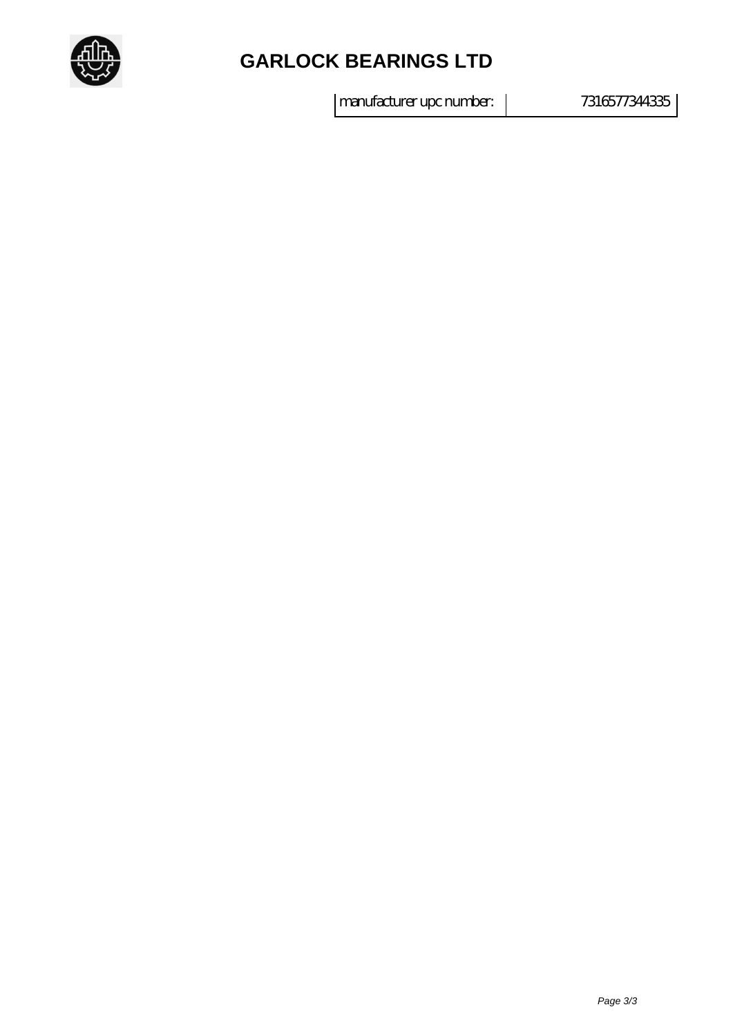# GARLOCK BEARINGS LTD

| | |
|---|---|
| manufacturer upc number: | 7316577344335 |